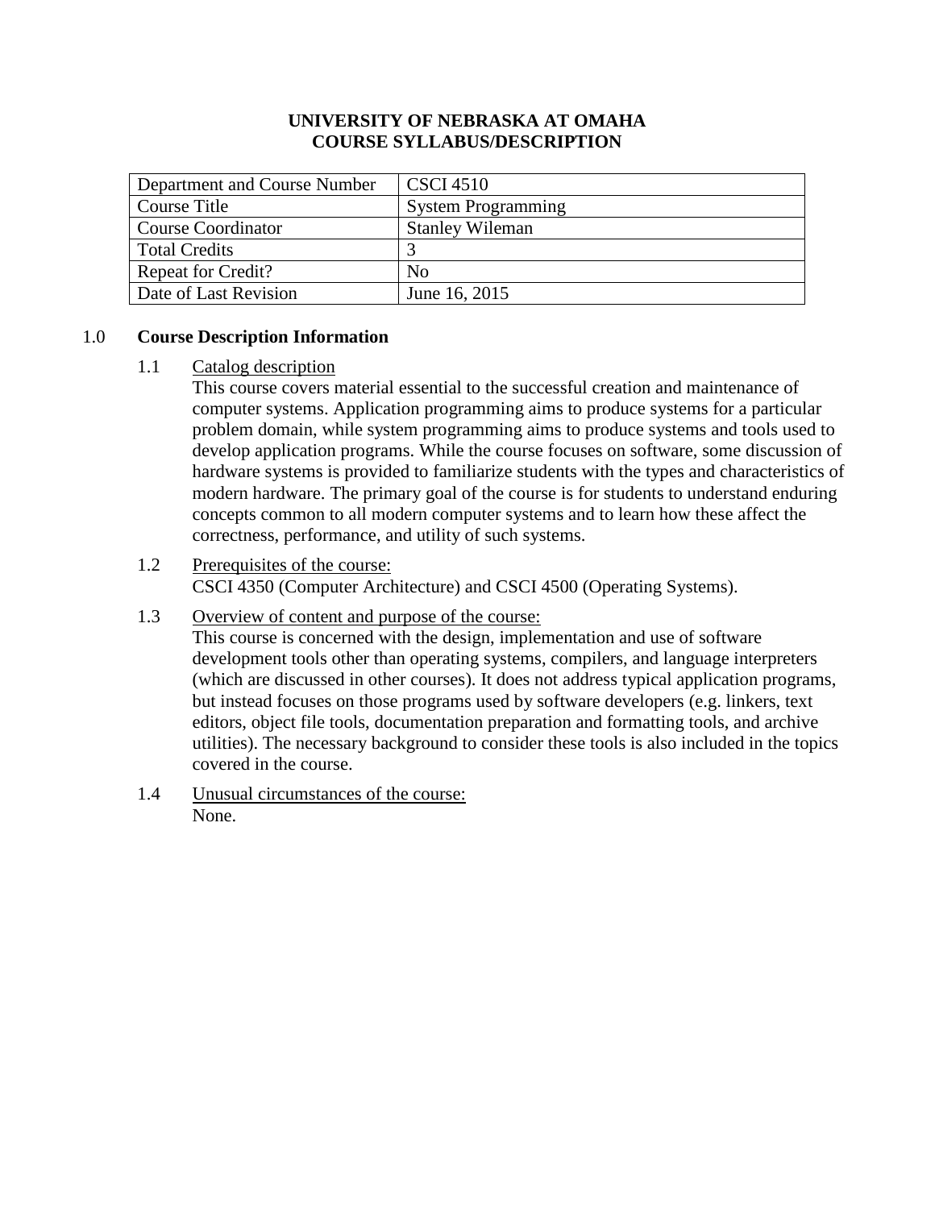# UNIVERSITY OF NEBRASKA AT OMAHA
# COURSE SYLLABUS/DESCRIPTION

| Department and Course Number | CSCI 4510 |
|---|---|
| Course Title | System Programming |
| Course Coordinator | Stanley Wileman |
| Total Credits | 3 |
| Repeat for Credit? | No |
| Date of Last Revision | June 16, 2015 |

## 1.0 Course Description Information

### 1.1 Catalog description

This course covers material essential to the successful creation and maintenance of computer systems. Application programming aims to produce systems for a particular problem domain, while system programming aims to produce systems and tools used to develop application programs. While the course focuses on software, some discussion of hardware systems is provided to familiarize students with the types and characteristics of modern hardware. The primary goal of the course is for students to understand enduring concepts common to all modern computer systems and to learn how these affect the correctness, performance, and utility of such systems.

### 1.2 Prerequisites of the course:

CSCI 4350 (Computer Architecture) and CSCI 4500 (Operating Systems).

### 1.3 Overview of content and purpose of the course:

This course is concerned with the design, implementation and use of software development tools other than operating systems, compilers, and language interpreters (which are discussed in other courses). It does not address typical application programs, but instead focuses on those programs used by software developers (e.g. linkers, text editors, object file tools, documentation preparation and formatting tools, and archive utilities). The necessary background to consider these tools is also included in the topics covered in the course.

### 1.4 Unusual circumstances of the course:

None.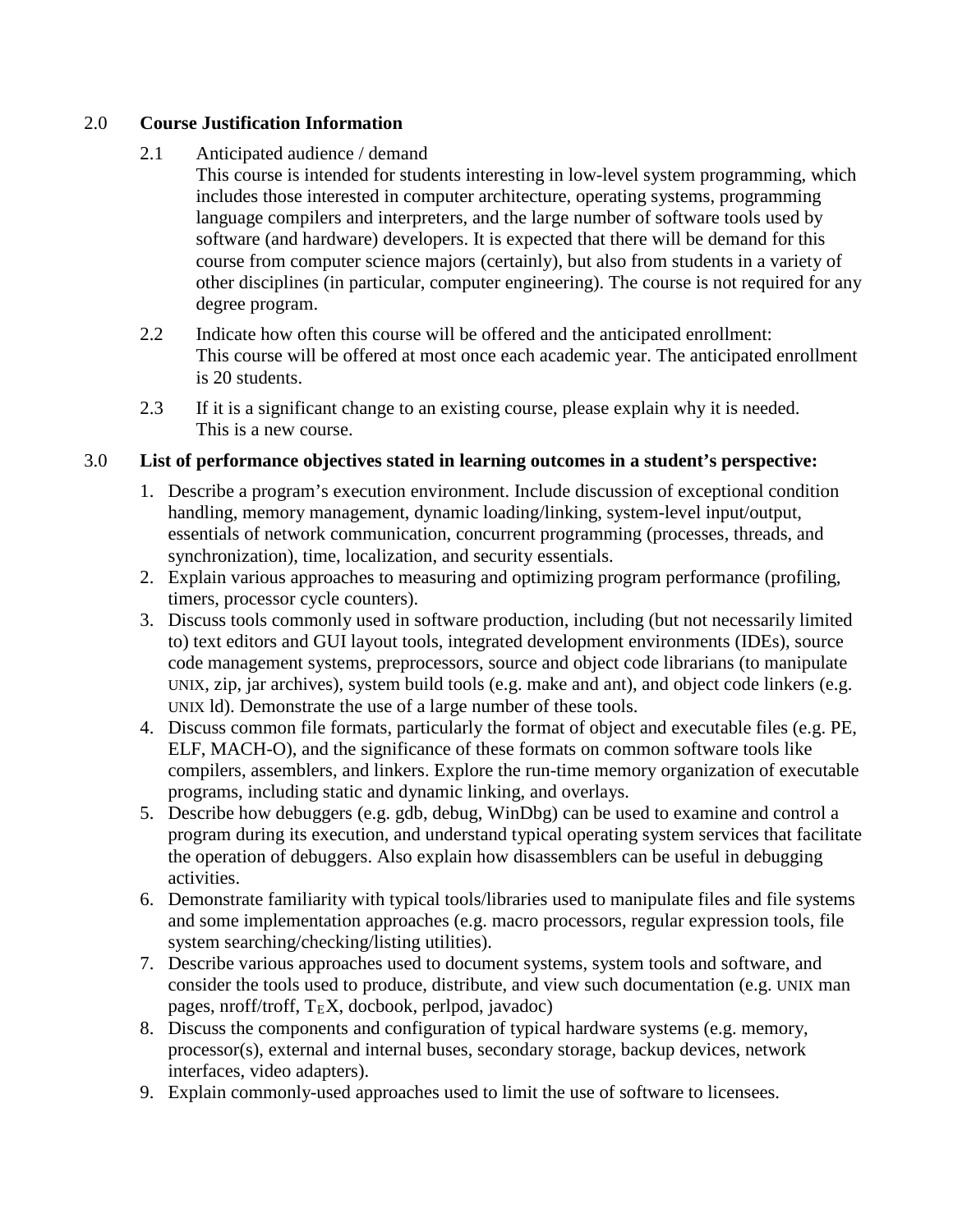## 2.0 Course Justification Information

2.1 Anticipated audience / demand

This course is intended for students interesting in low-level system programming, which includes those interested in computer architecture, operating systems, programming language compilers and interpreters, and the large number of software tools used by software (and hardware) developers. It is expected that there will be demand for this course from computer science majors (certainly), but also from students in a variety of other disciplines (in particular, computer engineering). The course is not required for any degree program.

2.2 Indicate how often this course will be offered and the anticipated enrollment:

This course will be offered at most once each academic year. The anticipated enrollment is 20 students.

2.3 If it is a significant change to an existing course, please explain why it is needed.

This is a new course.

## 3.0 List of performance objectives stated in learning outcomes in a student's perspective:

1. Describe a program's execution environment. Include discussion of exceptional condition handling, memory management, dynamic loading/linking, system-level input/output, essentials of network communication, concurrent programming (processes, threads, and synchronization), time, localization, and security essentials.
2. Explain various approaches to measuring and optimizing program performance (profiling, timers, processor cycle counters).
3. Discuss tools commonly used in software production, including (but not necessarily limited to) text editors and GUI layout tools, integrated development environments (IDEs), source code management systems, preprocessors, source and object code librarians (to manipulate UNIX, zip, jar archives), system build tools (e.g. make and ant), and object code linkers (e.g. UNIX ld). Demonstrate the use of a large number of these tools.
4. Discuss common file formats, particularly the format of object and executable files (e.g. PE, ELF, MACH-O), and the significance of these formats on common software tools like compilers, assemblers, and linkers. Explore the run-time memory organization of executable programs, including static and dynamic linking, and overlays.
5. Describe how debuggers (e.g. gdb, debug, WinDbg) can be used to examine and control a program during its execution, and understand typical operating system services that facilitate the operation of debuggers. Also explain how disassemblers can be useful in debugging activities.
6. Demonstrate familiarity with typical tools/libraries used to manipulate files and file systems and some implementation approaches (e.g. macro processors, regular expression tools, file system searching/checking/listing utilities).
7. Describe various approaches used to document systems, system tools and software, and consider the tools used to produce, distribute, and view such documentation (e.g. UNIX man pages, nroff/troff, TEX, docbook, perlpod, javadoc)
8. Discuss the components and configuration of typical hardware systems (e.g. memory, processor(s), external and internal buses, secondary storage, backup devices, network interfaces, video adapters).
9. Explain commonly-used approaches used to limit the use of software to licensees.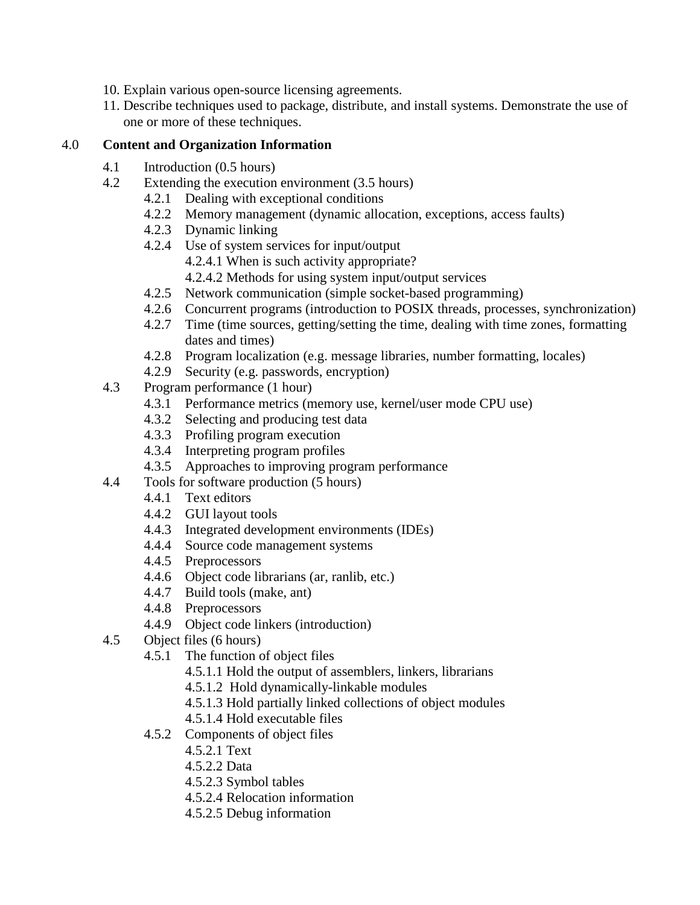10. Explain various open-source licensing agreements.
11. Describe techniques used to package, distribute, and install systems. Demonstrate the use of one or more of these techniques.

## 4.0 Content and Organization Information

- 4.1 Introduction (0.5 hours)
- 4.2 Extending the execution environment (3.5 hours)
  - 4.2.1 Dealing with exceptional conditions
  - 4.2.2 Memory management (dynamic allocation, exceptions, access faults)
  - 4.2.3 Dynamic linking
  - 4.2.4 Use of system services for input/output
    - 4.2.4.1 When is such activity appropriate?
    - 4.2.4.2 Methods for using system input/output services
  - 4.2.5 Network communication (simple socket-based programming)
  - 4.2.6 Concurrent programs (introduction to POSIX threads, processes, synchronization)
  - 4.2.7 Time (time sources, getting/setting the time, dealing with time zones, formatting dates and times)
  - 4.2.8 Program localization (e.g. message libraries, number formatting, locales)
  - 4.2.9 Security (e.g. passwords, encryption)
- 4.3 Program performance (1 hour)
  - 4.3.1 Performance metrics (memory use, kernel/user mode CPU use)
  - 4.3.2 Selecting and producing test data
  - 4.3.3 Profiling program execution
  - 4.3.4 Interpreting program profiles
  - 4.3.5 Approaches to improving program performance
- 4.4 Tools for software production (5 hours)
  - 4.4.1 Text editors
  - 4.4.2 GUI layout tools
  - 4.4.3 Integrated development environments (IDEs)
  - 4.4.4 Source code management systems
  - 4.4.5 Preprocessors
  - 4.4.6 Object code librarians (ar, ranlib, etc.)
  - 4.4.7 Build tools (make, ant)
  - 4.4.8 Preprocessors
  - 4.4.9 Object code linkers (introduction)
- 4.5 Object files (6 hours)
  - 4.5.1 The function of object files
    - 4.5.1.1 Hold the output of assemblers, linkers, librarians
    - 4.5.1.2 Hold dynamically-linkable modules
    - 4.5.1.3 Hold partially linked collections of object modules
    - 4.5.1.4 Hold executable files
  - 4.5.2 Components of object files
    - 4.5.2.1 Text
    - 4.5.2.2 Data
    - 4.5.2.3 Symbol tables
    - 4.5.2.4 Relocation information
    - 4.5.2.5 Debug information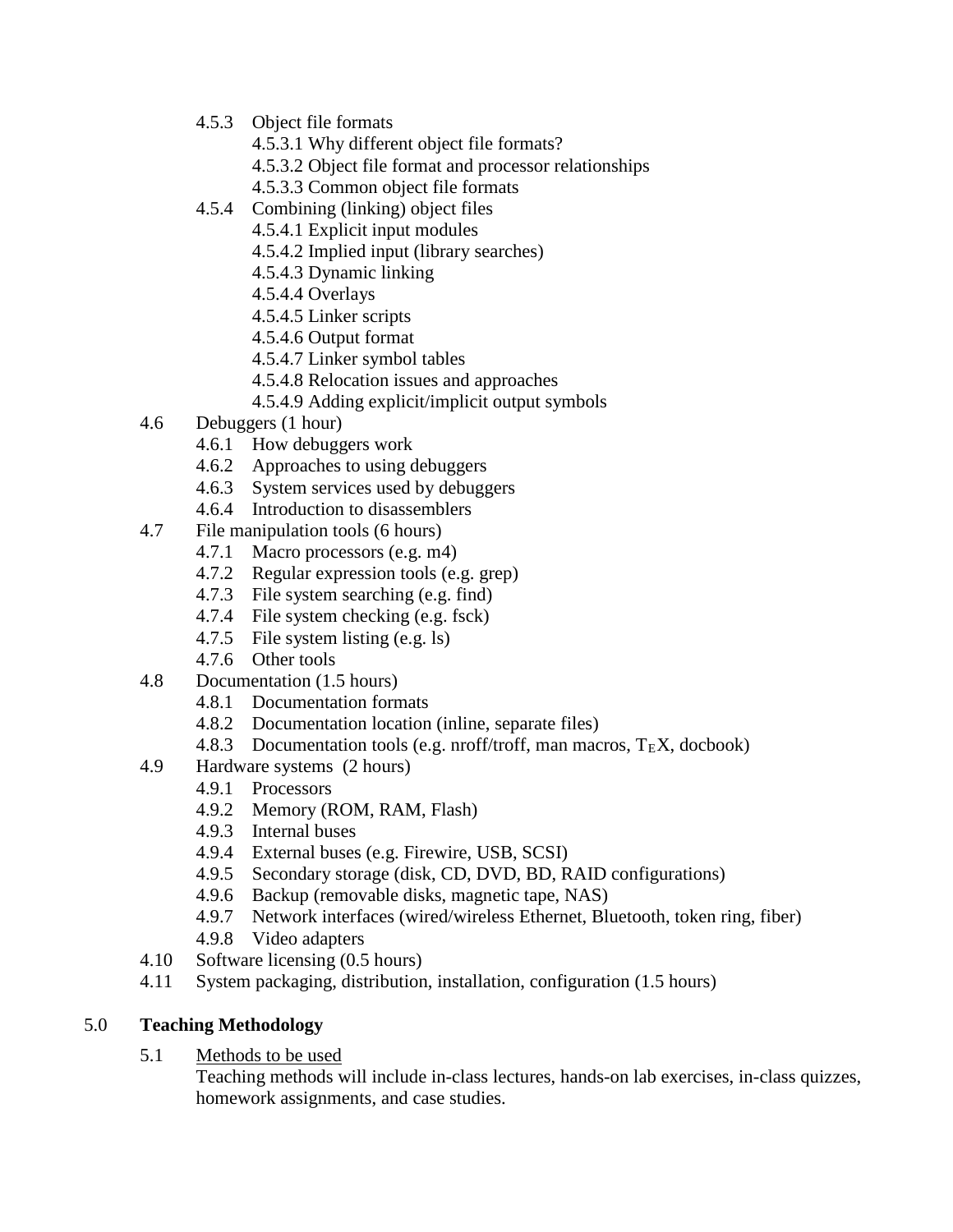- 4.5.3 Object file formats
  - 4.5.3.1 Why different object file formats?
  - 4.5.3.2 Object file format and processor relationships
  - 4.5.3.3 Common object file formats
- 4.5.4 Combining (linking) object files
  - 4.5.4.1 Explicit input modules
  - 4.5.4.2 Implied input (library searches)
  - 4.5.4.3 Dynamic linking
  - 4.5.4.4 Overlays
  - 4.5.4.5 Linker scripts
  - 4.5.4.6 Output format
  - 4.5.4.7 Linker symbol tables
  - 4.5.4.8 Relocation issues and approaches
  - 4.5.4.9 Adding explicit/implicit output symbols

- 4.6 Debuggers (1 hour)
  - 4.6.1 How debuggers work
  - 4.6.2 Approaches to using debuggers
  - 4.6.3 System services used by debuggers
  - 4.6.4 Introduction to disassemblers
- 4.7 File manipulation tools (6 hours)
  - 4.7.1 Macro processors (e.g. m4)
  - 4.7.2 Regular expression tools (e.g. grep)
  - 4.7.3 File system searching (e.g. find)
  - 4.7.4 File system checking (e.g. fsck)
  - 4.7.5 File system listing (e.g. ls)
  - 4.7.6 Other tools
- 4.8 Documentation (1.5 hours)
  - 4.8.1 Documentation formats
  - 4.8.2 Documentation location (inline, separate files)
  - 4.8.3 Documentation tools (e.g. nroff/troff, man macros, TeX, docbook)
- 4.9 Hardware systems (2 hours)
  - 4.9.1 Processors
  - 4.9.2 Memory (ROM, RAM, Flash)
  - 4.9.3 Internal buses
  - 4.9.4 External buses (e.g. Firewire, USB, SCSI)
  - 4.9.5 Secondary storage (disk, CD, DVD, BD, RAID configurations)
  - 4.9.6 Backup (removable disks, magnetic tape, NAS)
  - 4.9.7 Network interfaces (wired/wireless Ethernet, Bluetooth, token ring, fiber)
  - 4.9.8 Video adapters
- 4.10 Software licensing (0.5 hours)
- 4.11 System packaging, distribution, installation, configuration (1.5 hours)

## 5.0 Teaching Methodology

5.1 Methods to be used

Teaching methods will include in-class lectures, hands-on lab exercises, in-class quizzes, homework assignments, and case studies.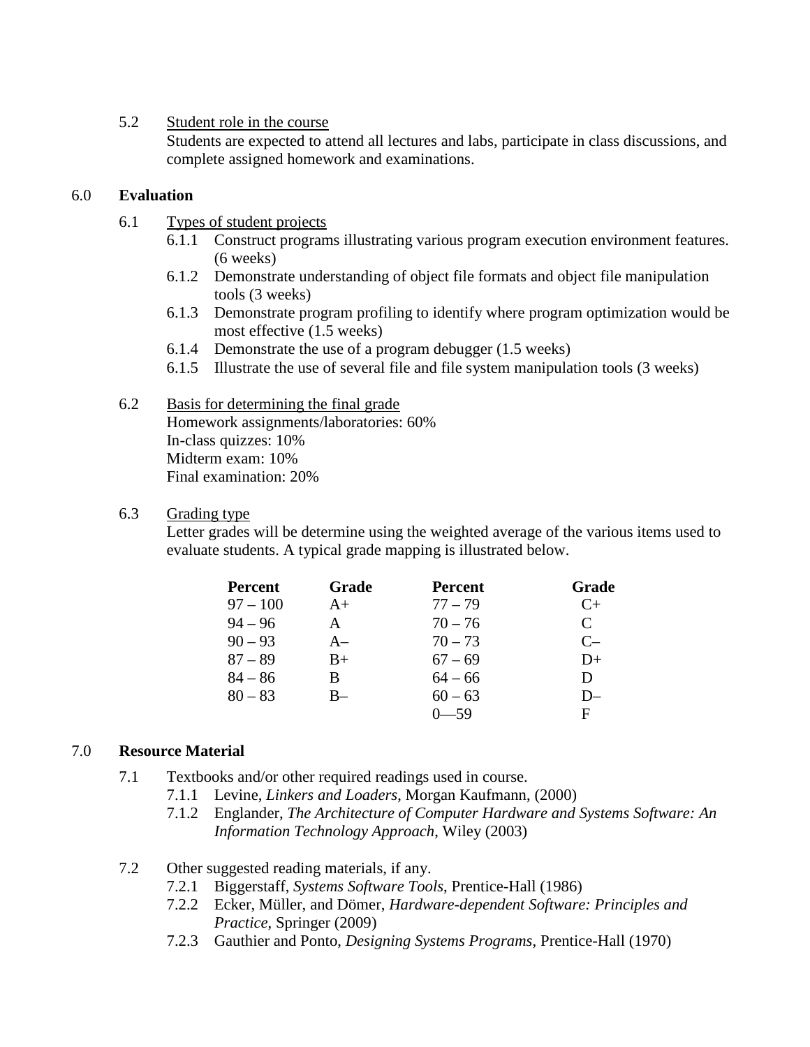5.2 Student role in the course

Students are expected to attend all lectures and labs, participate in class discussions, and complete assigned homework and examinations.

## 6.0 **Evaluation**

6.1 Types of student projects

- 6.1.1 Construct programs illustrating various program execution environment features. (6 weeks)
- 6.1.2 Demonstrate understanding of object file formats and object file manipulation tools (3 weeks)
- 6.1.3 Demonstrate program profiling to identify where program optimization would be most effective (1.5 weeks)
- 6.1.4 Demonstrate the use of a program debugger (1.5 weeks)
- 6.1.5 Illustrate the use of several file and file system manipulation tools (3 weeks)

6.2 Basis for determining the final grade

Homework assignments/laboratories: 60%
In-class quizzes: 10%
Midterm exam: 10%
Final examination: 20%

6.3 Grading type

Letter grades will be determine using the weighted average of the various items used to evaluate students. A typical grade mapping is illustrated below.

| Percent | Grade | Percent | Grade |
|---|---|---|---|
| 97 – 100 | A+ | 77 – 79 | C+ |
| 94 – 96 | A | 70 – 76 | C |
| 90 – 93 | A– | 70 – 73 | C– |
| 87 – 89 | B+ | 67 – 69 | D+ |
| 84 – 86 | B | 64 – 66 | D |
| 80 – 83 | B– | 60 – 63 | D– |
| | | 0—59 | F |

## 7.0 **Resource Material**

7.1 Textbooks and/or other required readings used in course.

- 7.1.1 Levine, *Linkers and Loaders*, Morgan Kaufmann, (2000)
- 7.1.2 Englander, *The Architecture of Computer Hardware and Systems Software: An Information Technology Approach*, Wiley (2003)

7.2 Other suggested reading materials, if any.

- 7.2.1 Biggerstaff, *Systems Software Tools*, Prentice-Hall (1986)
- 7.2.2 Ecker, Müller, and Dömer, *Hardware-dependent Software: Principles and Practice*, Springer (2009)
- 7.2.3 Gauthier and Ponto, *Designing Systems Programs*, Prentice-Hall (1970)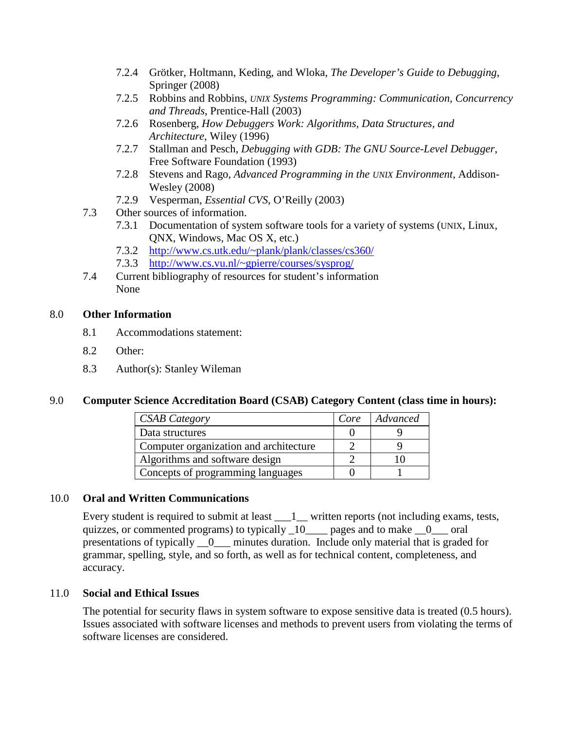7.2.4 Grötker, Holtmann, Keding, and Wloka, *The Developer's Guide to Debugging*, Springer (2008)

7.2.5 Robbins and Robbins, *UNIX Systems Programming: Communication, Concurrency and Threads*, Prentice-Hall (2003)

7.2.6 Rosenberg, *How Debuggers Work: Algorithms, Data Structures, and Architecture*, Wiley (1996)

7.2.7 Stallman and Pesch, *Debugging with GDB: The GNU Source-Level Debugger*, Free Software Foundation (1993)

7.2.8 Stevens and Rago, *Advanced Programming in the UNIX Environment*, Addison-Wesley (2008)

7.2.9 Vesperman, *Essential CVS*, O'Reilly (2003)

7.3 Other sources of information.

7.3.1 Documentation of system software tools for a variety of systems (UNIX, Linux, QNX, Windows, Mac OS X, etc.)

7.3.2 http://www.cs.utk.edu/~plank/plank/classes/cs360/

7.3.3 http://www.cs.vu.nl/~gpierre/courses/sysprog/

7.4 Current bibliography of resources for student's information

None

## 8.0 Other Information

8.1 Accommodations statement:

8.2 Other:

8.3 Author(s): Stanley Wileman

## 9.0 Computer Science Accreditation Board (CSAB) Category Content (class time in hours):

| *CSAB Category* | *Core* | *Advanced* |
|---|---|---|
| Data structures | 0 | 9 |
| Computer organization and architecture | 2 | 9 |
| Algorithms and software design | 2 | 10 |
| Concepts of programming languages | 0 | 1 |

## 10.0 Oral and Written Communications

Every student is required to submit at least ___1__ written reports (not including exams, tests, quizzes, or commented programs) to typically _10____ pages and to make __0___ oral presentations of typically __0___ minutes duration. Include only material that is graded for grammar, spelling, style, and so forth, as well as for technical content, completeness, and accuracy.

## 11.0 Social and Ethical Issues

The potential for security flaws in system software to expose sensitive data is treated (0.5 hours). Issues associated with software licenses and methods to prevent users from violating the terms of software licenses are considered.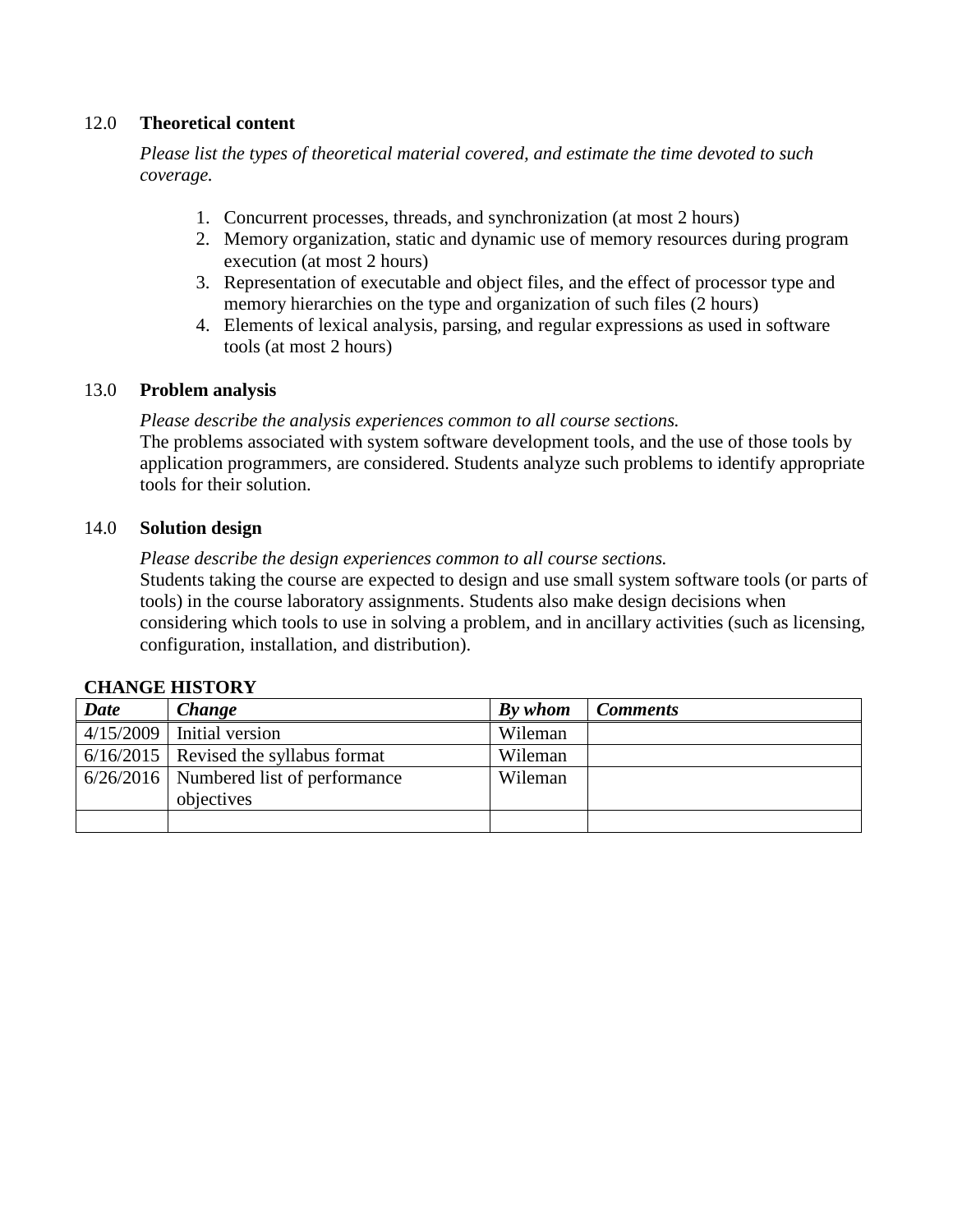## 12.0 Theoretical content

*Please list the types of theoretical material covered, and estimate the time devoted to such coverage.*

1. Concurrent processes, threads, and synchronization (at most 2 hours)
2. Memory organization, static and dynamic use of memory resources during program execution (at most 2 hours)
3. Representation of executable and object files, and the effect of processor type and memory hierarchies on the type and organization of such files (2 hours)
4. Elements of lexical analysis, parsing, and regular expressions as used in software tools (at most 2 hours)

## 13.0 Problem analysis

*Please describe the analysis experiences common to all course sections.*

The problems associated with system software development tools, and the use of those tools by application programmers, are considered. Students analyze such problems to identify appropriate tools for their solution.

## 14.0 Solution design

*Please describe the design experiences common to all course sections.*

Students taking the course are expected to design and use small system software tools (or parts of tools) in the course laboratory assignments. Students also make design decisions when considering which tools to use in solving a problem, and in ancillary activities (such as licensing, configuration, installation, and distribution).

**CHANGE HISTORY**

| ***Date*** | ***Change*** | ***By whom*** | ***Comments*** |
|---|---|---|---|
| 4/15/2009 | Initial version | Wileman | |
| 6/16/2015 | Revised the syllabus format | Wileman | |
| 6/26/2016 | Numbered list of performance objectives | Wileman | |
| | | | |